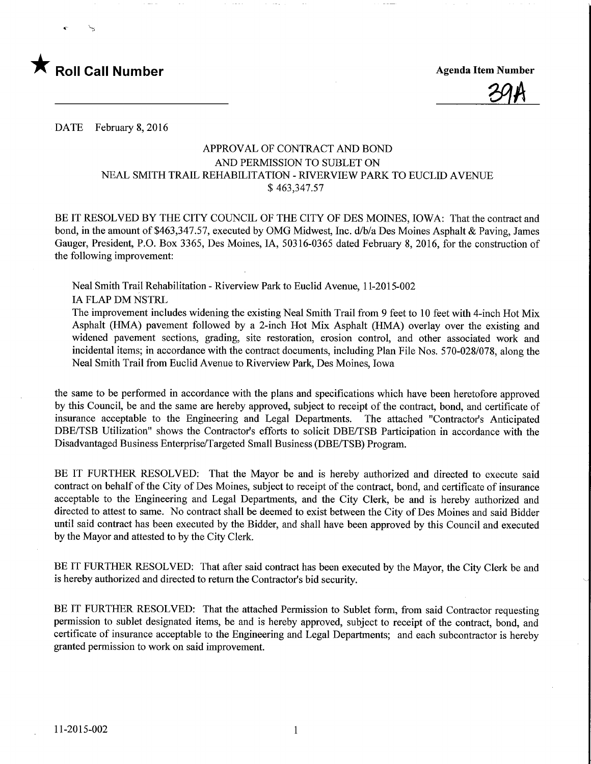★ **Roll Call Number**

**Agenda Item Number**

39A

DATE February 8, 2016

APPROVAL OF CONTRACT AND BOND
AND PERMISSION TO SUBLET ON
NEAL SMITH TRAIL REHABILITATION - RIVERVIEW PARK TO EUCLID AVENUE
$ 463,347.57

BE IT RESOLVED BY THE CITY COUNCIL OF THE CITY OF DES MOINES, IOWA: That the contract and bond, in the amount of $463,347.57, executed by OMG Midwest, Inc. d/b/a Des Moines Asphalt & Paving, James Gauger, President, P.O. Box 3365, Des Moines, IA, 50316-0365 dated February 8, 2016, for the construction of the following improvement:

Neal Smith Trail Rehabilitation - Riverview Park to Euclid Avenue, 11-2015-002
IA FLAP DM NSTRL
The improvement includes widening the existing Neal Smith Trail from 9 feet to 10 feet with 4-inch Hot Mix Asphalt (HMA) pavement followed by a 2-inch Hot Mix Asphalt (HMA) overlay over the existing and widened pavement sections, grading, site restoration, erosion control, and other associated work and incidental items; in accordance with the contract documents, including Plan File Nos. 570-028/078, along the Neal Smith Trail from Euclid Avenue to Riverview Park, Des Moines, Iowa

the same to be performed in accordance with the plans and specifications which have been heretofore approved by this Council, be and the same are hereby approved, subject to receipt of the contract, bond, and certificate of insurance acceptable to the Engineering and Legal Departments. The attached "Contractor's Anticipated DBE/TSB Utilization" shows the Contractor's efforts to solicit DBE/TSB Participation in accordance with the Disadvantaged Business Enterprise/Targeted Small Business (DBE/TSB) Program.

BE IT FURTHER RESOLVED: That the Mayor be and is hereby authorized and directed to execute said contract on behalf of the City of Des Moines, subject to receipt of the contract, bond, and certificate of insurance acceptable to the Engineering and Legal Departments, and the City Clerk, be and is hereby authorized and directed to attest to same. No contract shall be deemed to exist between the City of Des Moines and said Bidder until said contract has been executed by the Bidder, and shall have been approved by this Council and executed by the Mayor and attested to by the City Clerk.

BE IT FURTHER RESOLVED: That after said contract has been executed by the Mayor, the City Clerk be and is hereby authorized and directed to return the Contractor's bid security.

BE IT FURTHER RESOLVED: That the attached Permission to Sublet form, from said Contractor requesting permission to sublet designated items, be and is hereby approved, subject to receipt of the contract, bond, and certificate of insurance acceptable to the Engineering and Legal Departments; and each subcontractor is hereby granted permission to work on said improvement.

11-2015-002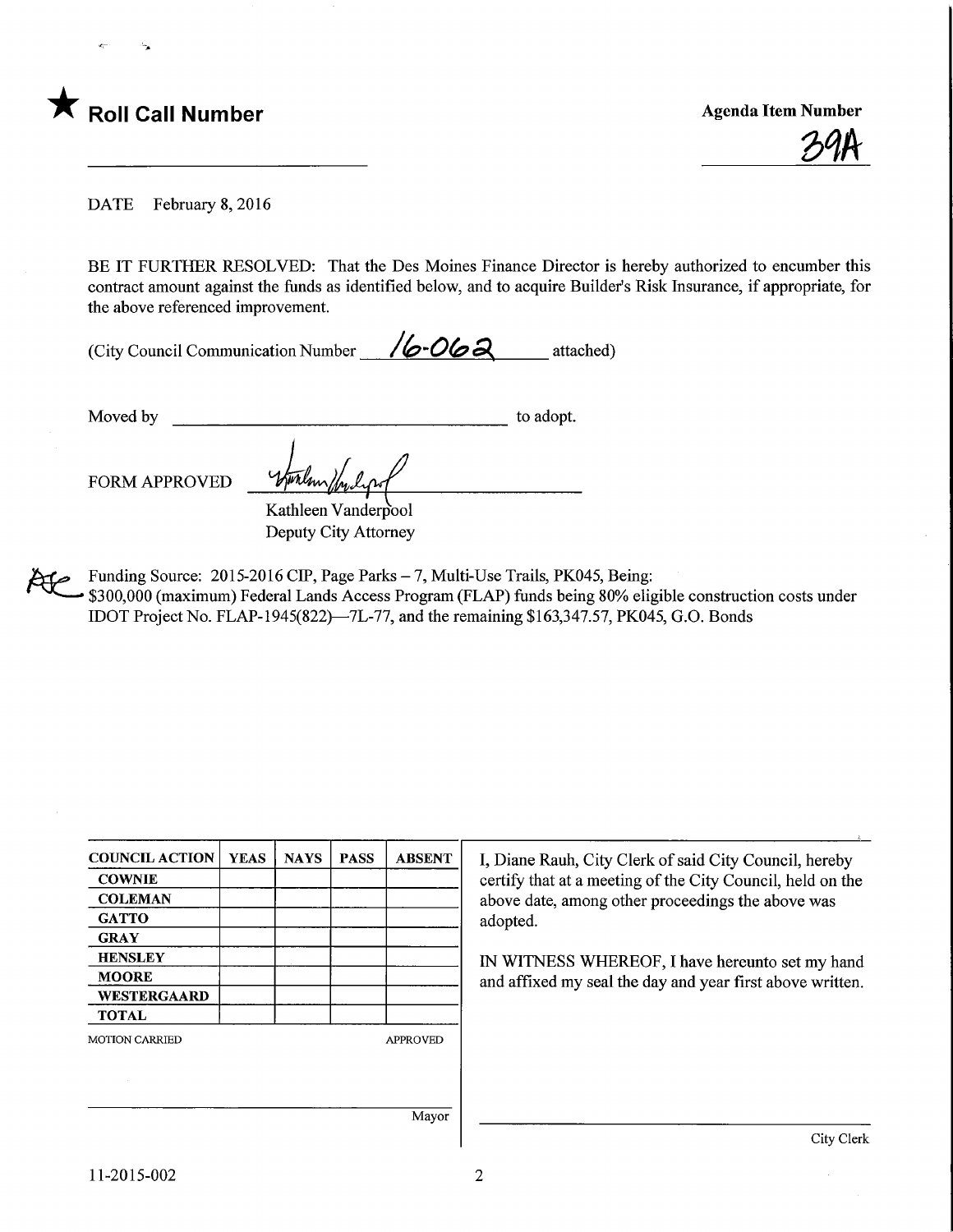★ **Roll Call Number**

**Agenda Item Number**

39A

DATE February 8, 2016

BE IT FURTHER RESOLVED: That the Des Moines Finance Director is hereby authorized to encumber this contract amount against the funds as identified below, and to acquire Builder's Risk Insurance, if appropriate, for the above referenced improvement.

(City Council Communication Number 16-062 attached)

Moved by ______________________ to adopt.

FORM APPROVED

Kathleen Vanderpool
Deputy City Attorney

Funding Source: 2015-2016 CIP, Page Parks – 7, Multi-Use Trails, PK045, Being:
$300,000 (maximum) Federal Lands Access Program (FLAP) funds being 80% eligible construction costs under IDOT Project No. FLAP-1945(822)—7L-77, and the remaining $163,347.57, PK045, G.O. Bonds

| COUNCIL ACTION | YEAS | NAYS | PASS | ABSENT |
|---|---|---|---|---|
| COWNIE | | | | |
| COLEMAN | | | | |
| GATTO | | | | |
| GRAY | | | | |
| HENSLEY | | | | |
| MOORE | | | | |
| WESTERGAARD | | | | |
| TOTAL | | | | |

MOTION CARRIED APPROVED

_______________________ Mayor

I, Diane Rauh, City Clerk of said City Council, hereby certify that at a meeting of the City Council, held on the above date, among other proceedings the above was adopted.

IN WITNESS WHEREOF, I have hereunto set my hand and affixed my seal the day and year first above written.

_______________________ City Clerk

11-2015-002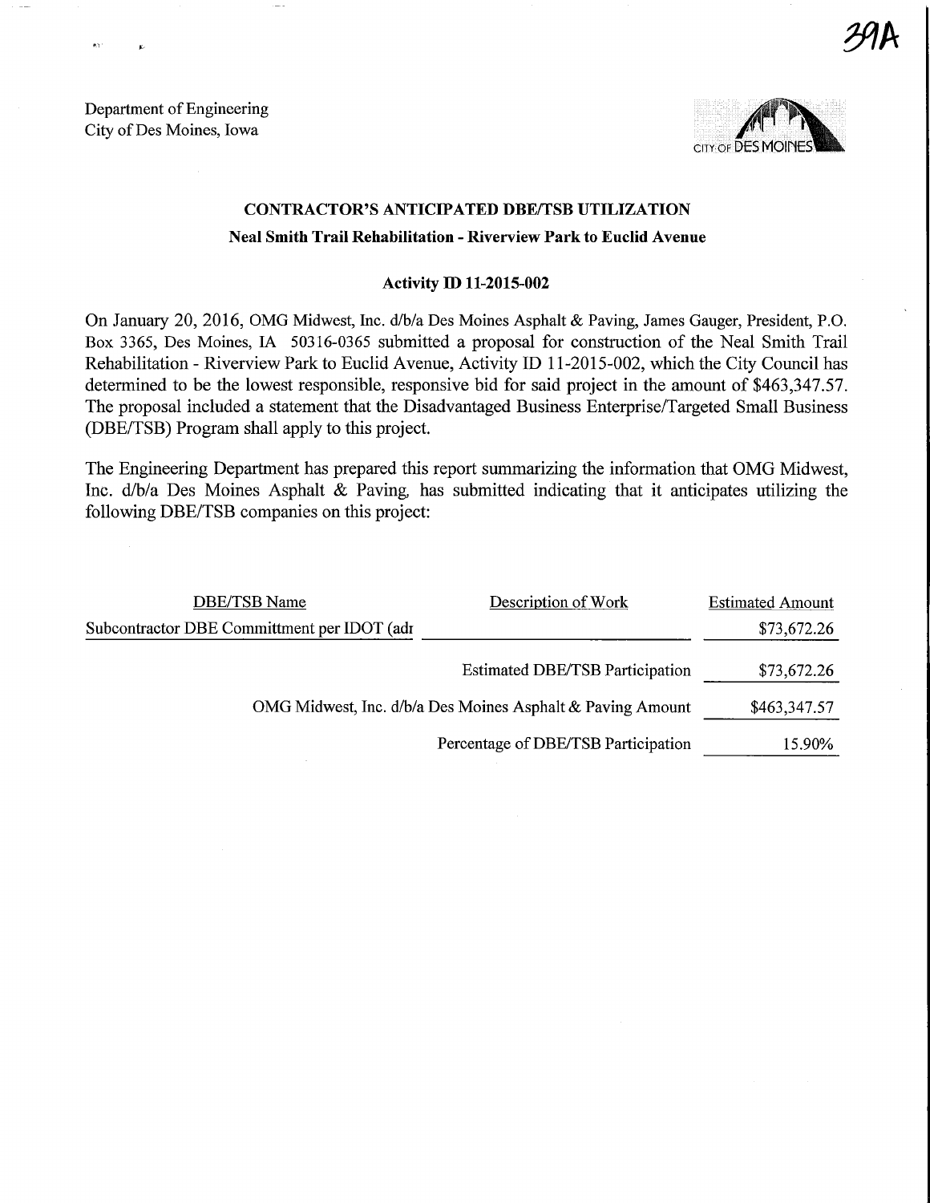39A

Department of Engineering
City of Des Moines, Iowa

CITY OF DES MOINES

## CONTRACTOR'S ANTICIPATED DBE/TSB UTILIZATION

### Neal Smith Trail Rehabilitation - Riverview Park to Euclid Avenue

### Activity ID 11-2015-002

On January 20, 2016, OMG Midwest, Inc. d/b/a Des Moines Asphalt & Paving, James Gauger, President, P.O. Box 3365, Des Moines, IA 50316-0365 submitted a proposal for construction of the Neal Smith Trail Rehabilitation - Riverview Park to Euclid Avenue, Activity ID 11-2015-002, which the City Council has determined to be the lowest responsible, responsive bid for said project in the amount of $463,347.57. The proposal included a statement that the Disadvantaged Business Enterprise/Targeted Small Business (DBE/TSB) Program shall apply to this project.

The Engineering Department has prepared this report summarizing the information that OMG Midwest, Inc. d/b/a Des Moines Asphalt & Paving, has submitted indicating that it anticipates utilizing the following DBE/TSB companies on this project:

| DBE/TSB Name | Description of Work | Estimated Amount |
|---|---|---|
| Subcontractor DBE Committment per IDOT (adr | | $73,672.26 |
| | Estimated DBE/TSB Participation | $73,672.26 |
| | OMG Midwest, Inc. d/b/a Des Moines Asphalt & Paving Amount | $463,347.57 |
| | Percentage of DBE/TSB Participation | 15.90% |